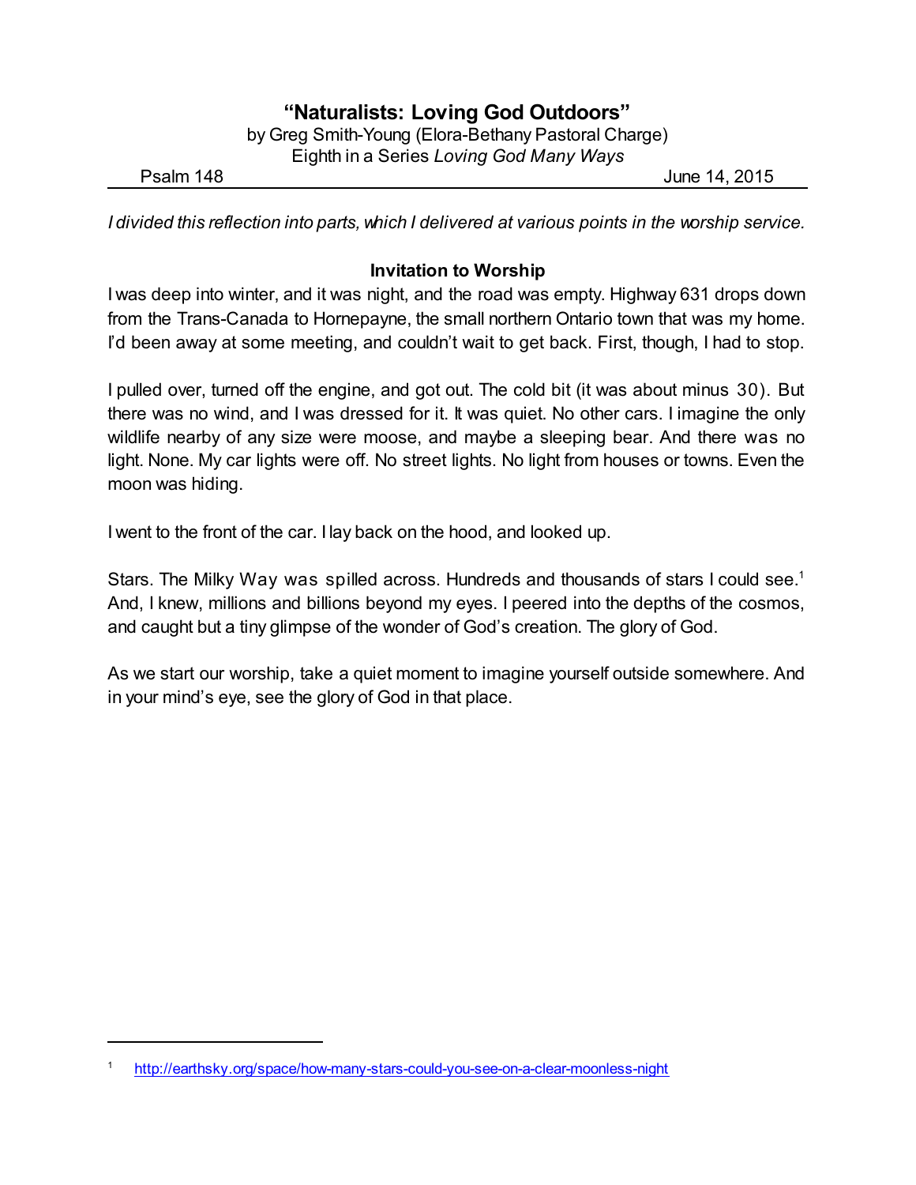# "Naturalists: Loving God Outdoors"

by Greg Smith-Young (Elora-Bethany Pastoral Charge)
Eighth in a Series *Loving God Many Ways*

Psalm 148 June 14, 2015

*I divided this reflection into parts, which I delivered at various points in the worship service.*

### Invitation to Worship

I was deep into winter, and it was night, and the road was empty. Highway 631 drops down from the Trans-Canada to Hornepayne, the small northern Ontario town that was my home. I'd been away at some meeting, and couldn't wait to get back. First, though, I had to stop.

I pulled over, turned off the engine, and got out. The cold bit (it was about minus 30). But there was no wind, and I was dressed for it. It was quiet. No other cars. I imagine the only wildlife nearby of any size were moose, and maybe a sleeping bear. And there was no light. None. My car lights were off. No street lights. No light from houses or towns. Even the moon was hiding.

I went to the front of the car. I lay back on the hood, and looked up.

Stars. The Milky Way was spilled across. Hundreds and thousands of stars I could see.[1] And, I knew, millions and billions beyond my eyes. I peered into the depths of the cosmos, and caught but a tiny glimpse of the wonder of God's creation. The glory of God.

As we start our worship, take a quiet moment to imagine yourself outside somewhere. And in your mind's eye, see the glory of God in that place.

---

[1] http://earthsky.org/space/how-many-stars-could-you-see-on-a-clear-moonless-night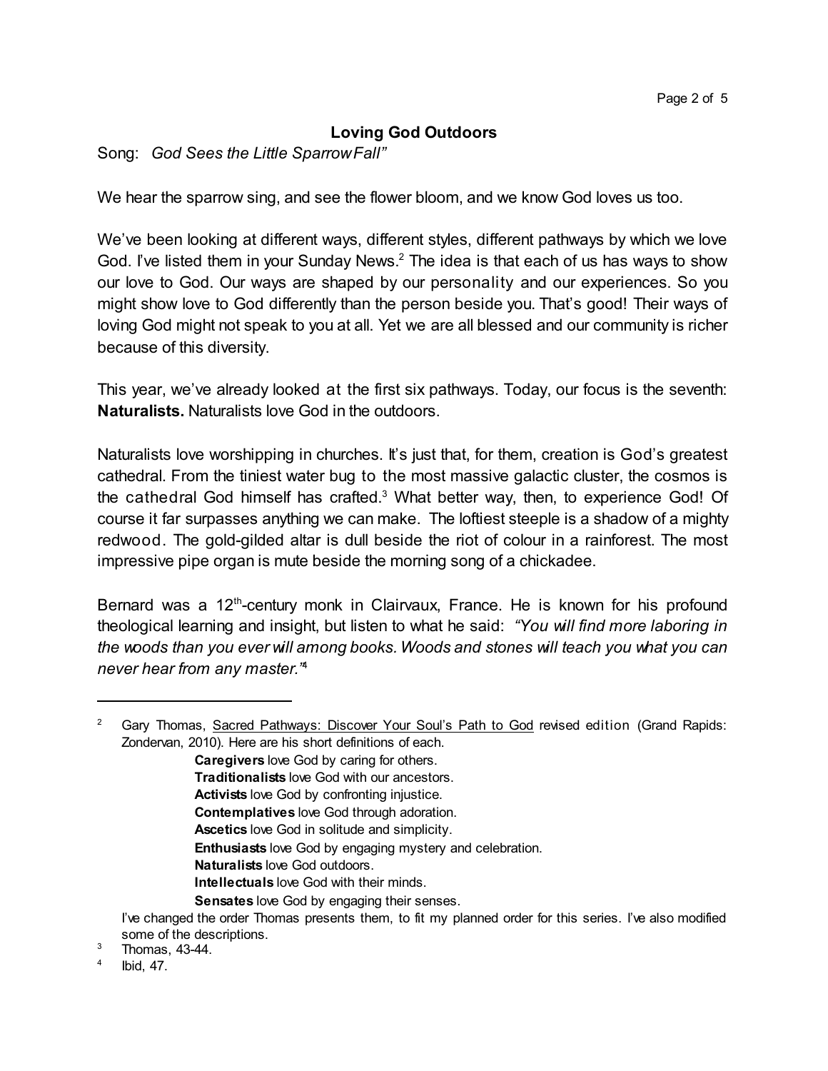## Loving God Outdoors

Song: *God Sees the Little Sparrow Fall"*

We hear the sparrow sing, and see the flower bloom, and we know God loves us too.

We've been looking at different ways, different styles, different pathways by which we love God. I've listed them in your Sunday News.[2] The idea is that each of us has ways to show our love to God. Our ways are shaped by our personality and our experiences. So you might show love to God differently than the person beside you. That's good! Their ways of loving God might not speak to you at all. Yet we are all blessed and our community is richer because of this diversity.

This year, we've already looked at the first six pathways. Today, our focus is the seventh: **Naturalists.** Naturalists love God in the outdoors.

Naturalists love worshipping in churches. It's just that, for them, creation is God's greatest cathedral. From the tiniest water bug to the most massive galactic cluster, the cosmos is the cathedral God himself has crafted.[3] What better way, then, to experience God! Of course it far surpasses anything we can make. The loftiest steeple is a shadow of a mighty redwood. The gold-gilded altar is dull beside the riot of colour in a rainforest. The most impressive pipe organ is mute beside the morning song of a chickadee.

Bernard was a 12th-century monk in Clairvaux, France. He is known for his profound theological learning and insight, but listen to what he said: *"You will find more laboring in the woods than you ever will among books. Woods and stones will teach you what you can never hear from any master."*[4]

---

[2] Gary Thomas, Sacred Pathways: Discover Your Soul's Path to God revised edition (Grand Rapids: Zondervan, 2010). Here are his short definitions of each.

> **Caregivers** love God by caring for others.
> **Traditionalists** love God with our ancestors.
> **Activists** love God by confronting injustice.
> **Contemplatives** love God through adoration.
> **Ascetics** love God in solitude and simplicity.
> **Enthusiasts** love God by engaging mystery and celebration.
> **Naturalists** love God outdoors.
> **Intellectuals** love God with their minds.
> **Sensates** love God by engaging their senses.

I've changed the order Thomas presents them, to fit my planned order for this series. I've also modified some of the descriptions.

[3] Thomas, 43-44.

[4] Ibid, 47.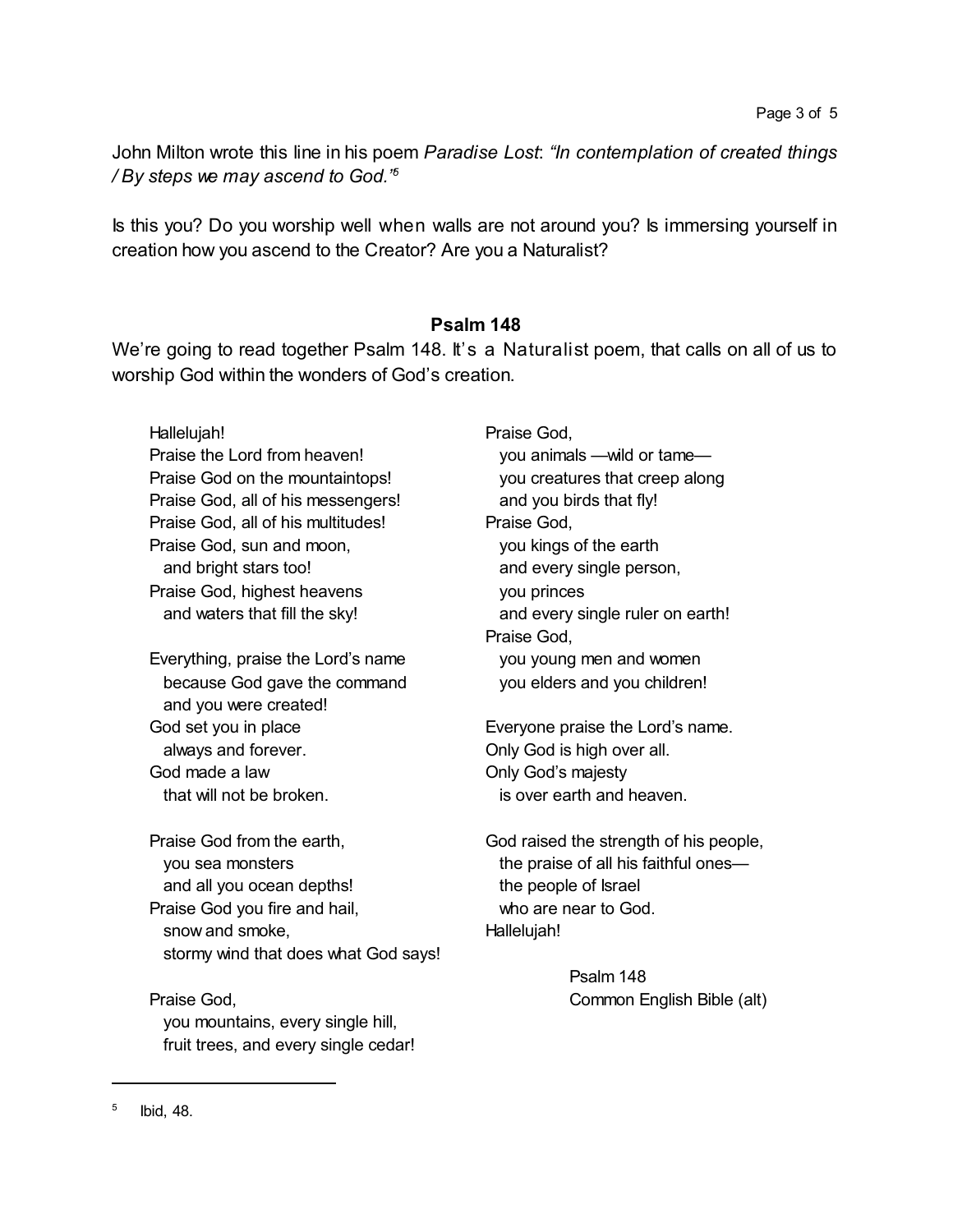John Milton wrote this line in his poem *Paradise Lost*: *"In contemplation of created things / By steps we may ascend to God."*[5]

Is this you? Do you worship well when walls are not around you? Is immersing yourself in creation how you ascend to the Creator? Are you a Naturalist?

## Psalm 148

We're going to read together Psalm 148. It's a Naturalist poem, that calls on all of us to worship God within the wonders of God's creation.

> Hallelujah!
> Praise the Lord from heaven!
> Praise God on the mountaintops!
> Praise God, all of his messengers!
> Praise God, all of his multitudes!
> Praise God, sun and moon,
>   and bright stars too!
> Praise God, highest heavens
>   and waters that fill the sky!
>
> Everything, praise the Lord's name
>   because God gave the command
>   and you were created!
> God set you in place
>   always and forever.
> God made a law
>   that will not be broken.
>
> Praise God from the earth,
>   you sea monsters
>   and all you ocean depths!
> Praise God you fire and hail,
>   snow and smoke,
>   stormy wind that does what God says!
>
> Praise God,
>   you mountains, every single hill,
>   fruit trees, and every single cedar!
> Praise God,
>   you animals —wild or tame—
>   you creatures that creep along
>   and you birds that fly!
> Praise God,
>   you kings of the earth
>   and every single person,
>   you princes
>   and every single ruler on earth!
> Praise God,
>   you young men and women
>   you elders and you children!
>
> Everyone praise the Lord's name.
> Only God is high over all.
> Only God's majesty
>   is over earth and heaven.
>
> God raised the strength of his people,
>   the praise of all his faithful ones—
>   the people of Israel
>   who are near to God.
> Hallelujah!
>
> Psalm 148
> Common English Bible (alt)

---

[5] Ibid, 48.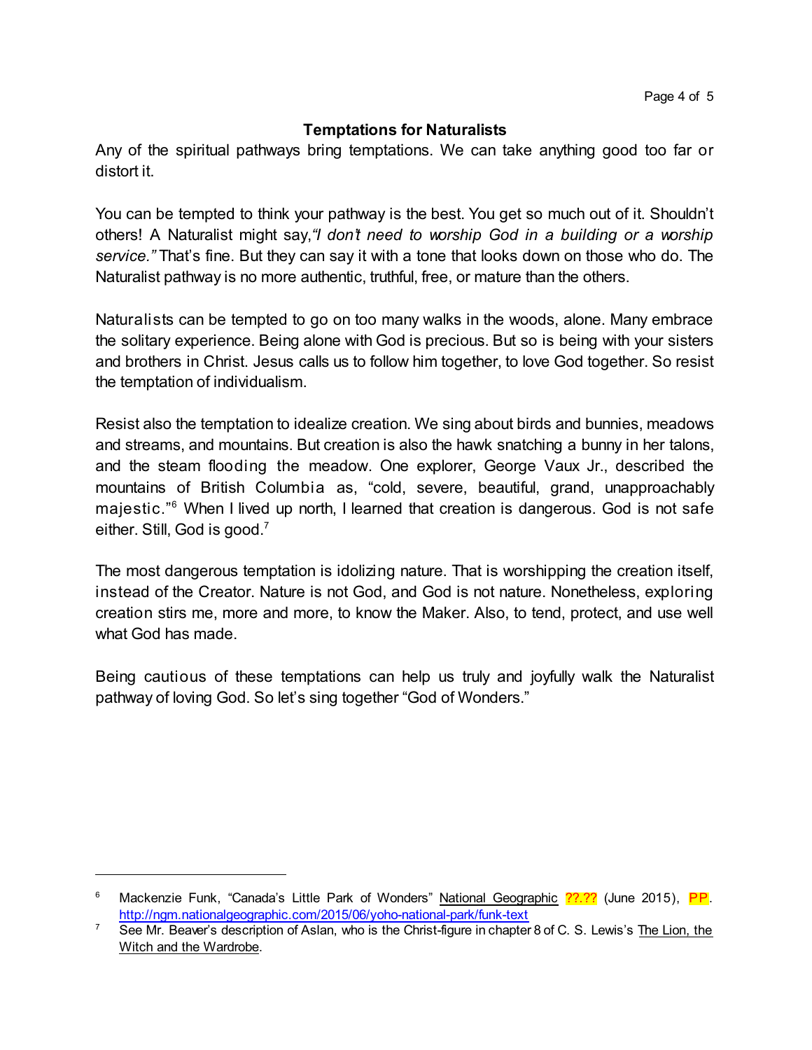### Temptations for Naturalists

Any of the spiritual pathways bring temptations. We can take anything good too far or distort it.

You can be tempted to think your pathway is the best. You get so much out of it. Shouldn't others! A Naturalist might say,*"I don't need to worship God in a building or a worship service."* That's fine. But they can say it with a tone that looks down on those who do. The Naturalist pathway is no more authentic, truthful, free, or mature than the others.

Naturalists can be tempted to go on too many walks in the woods, alone. Many embrace the solitary experience. Being alone with God is precious. But so is being with your sisters and brothers in Christ. Jesus calls us to follow him together, to love God together. So resist the temptation of individualism.

Resist also the temptation to idealize creation. We sing about birds and bunnies, meadows and streams, and mountains. But creation is also the hawk snatching a bunny in her talons, and the steam flooding the meadow. One explorer, George Vaux Jr., described the mountains of British Columbia as, "cold, severe, beautiful, grand, unapproachably majestic."[6] When I lived up north, I learned that creation is dangerous. God is not safe either. Still, God is good.[7]

The most dangerous temptation is idolizing nature. That is worshipping the creation itself, instead of the Creator. Nature is not God, and God is not nature. Nonetheless, exploring creation stirs me, more and more, to know the Maker. Also, to tend, protect, and use well what God has made.

Being cautious of these temptations can help us truly and joyfully walk the Naturalist pathway of loving God. So let's sing together "God of Wonders."

---

[6] Mackenzie Funk, "Canada's Little Park of Wonders" National Geographic ??.?? (June 2015), PP. http://ngm.nationalgeographic.com/2015/06/yoho-national-park/funk-text

[7] See Mr. Beaver's description of Aslan, who is the Christ-figure in chapter 8 of C. S. Lewis's The Lion, the Witch and the Wardrobe.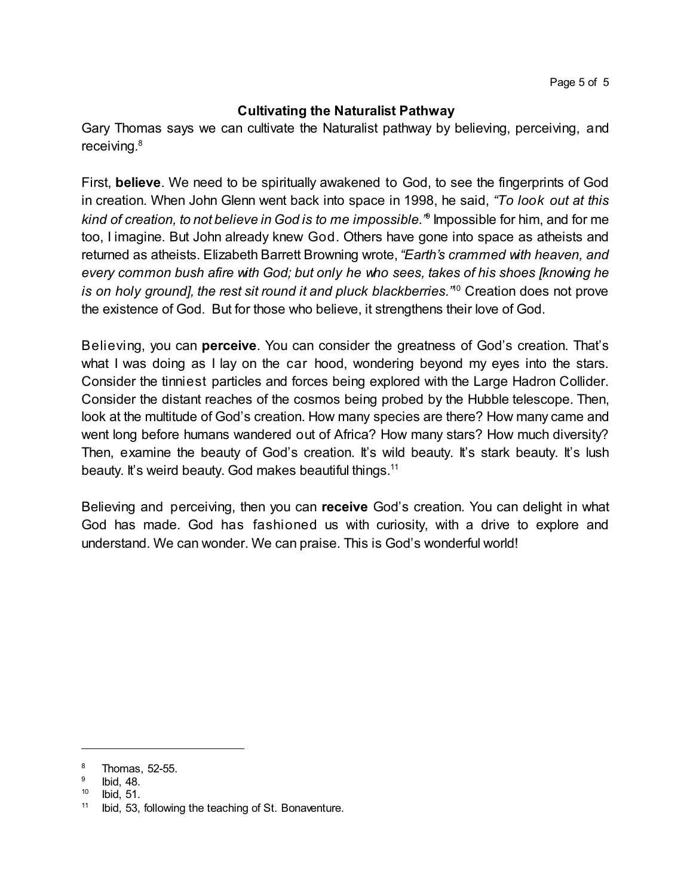## Cultivating the Naturalist Pathway

Gary Thomas says we can cultivate the Naturalist pathway by believing, perceiving, and receiving.[8]

First, **believe**. We need to be spiritually awakened to God, to see the fingerprints of God in creation. When John Glenn went back into space in 1998, he said, *"To look out at this kind of creation, to not believe in God is to me impossible."*[9] Impossible for him, and for me too, I imagine. But John already knew God. Others have gone into space as atheists and returned as atheists. Elizabeth Barrett Browning wrote, *"Earth's crammed with heaven, and every common bush afire with God; but only he who sees, takes of his shoes [knowing he is on holy ground], the rest sit round it and pluck blackberries."*[10] Creation does not prove the existence of God. But for those who believe, it strengthens their love of God.

Believing, you can **perceive**. You can consider the greatness of God's creation. That's what I was doing as I lay on the car hood, wondering beyond my eyes into the stars. Consider the tinniest particles and forces being explored with the Large Hadron Collider. Consider the distant reaches of the cosmos being probed by the Hubble telescope. Then, look at the multitude of God's creation. How many species are there? How many came and went long before humans wandered out of Africa? How many stars? How much diversity? Then, examine the beauty of God's creation. It's wild beauty. It's stark beauty. It's lush beauty. It's weird beauty. God makes beautiful things.[11]

Believing and perceiving, then you can **receive** God's creation. You can delight in what God has made. God has fashioned us with curiosity, with a drive to explore and understand. We can wonder. We can praise. This is God's wonderful world!

---

[8] Thomas, 52-55.

[9] Ibid, 48.

[10] Ibid, 51.

[11] Ibid, 53, following the teaching of St. Bonaventure.